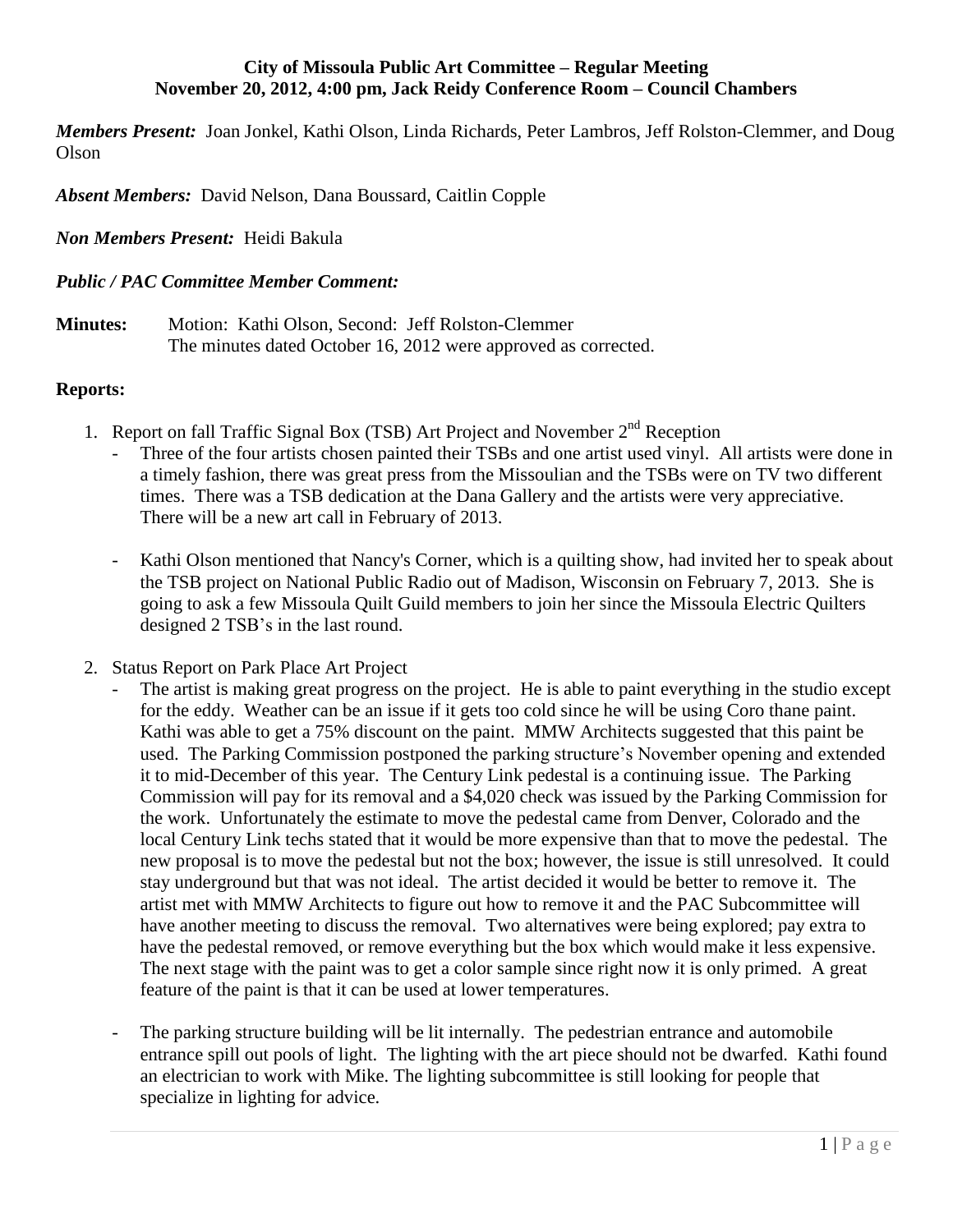**City of Missoula Public Art Committee – Regular Meeting**
**November 20, 2012, 4:00 pm, Jack Reidy Conference Room – Council Chambers**

***Members Present:*** Joan Jonkel, Kathi Olson, Linda Richards, Peter Lambros, Jeff Rolston-Clemmer, and Doug Olson

***Absent Members:*** David Nelson, Dana Boussard, Caitlin Copple

***Non Members Present:*** Heidi Bakula

***Public / PAC Committee Member Comment:***

**Minutes:** Motion: Kathi Olson, Second: Jeff Rolston-Clemmer
The minutes dated October 16, 2012 were approved as corrected.

**Reports:**

1. Report on fall Traffic Signal Box (TSB) Art Project and November 2nd Reception
   - Three of the four artists chosen painted their TSBs and one artist used vinyl. All artists were done in a timely fashion, there was great press from the Missoulian and the TSBs were on TV two different times. There was a TSB dedication at the Dana Gallery and the artists were very appreciative. There will be a new art call in February of 2013.
   - Kathi Olson mentioned that Nancy's Corner, which is a quilting show, had invited her to speak about the TSB project on National Public Radio out of Madison, Wisconsin on February 7, 2013. She is going to ask a few Missoula Quilt Guild members to join her since the Missoula Electric Quilters designed 2 TSB's in the last round.
2. Status Report on Park Place Art Project
   - The artist is making great progress on the project. He is able to paint everything in the studio except for the eddy. Weather can be an issue if it gets too cold since he will be using Coro thane paint. Kathi was able to get a 75% discount on the paint. MMW Architects suggested that this paint be used. The Parking Commission postponed the parking structure's November opening and extended it to mid-December of this year. The Century Link pedestal is a continuing issue. The Parking Commission will pay for its removal and a $4,020 check was issued by the Parking Commission for the work. Unfortunately the estimate to move the pedestal came from Denver, Colorado and the local Century Link techs stated that it would be more expensive than that to move the pedestal. The new proposal is to move the pedestal but not the box; however, the issue is still unresolved. It could stay underground but that was not ideal. The artist decided it would be better to remove it. The artist met with MMW Architects to figure out how to remove it and the PAC Subcommittee will have another meeting to discuss the removal. Two alternatives were being explored; pay extra to have the pedestal removed, or remove everything but the box which would make it less expensive. The next stage with the paint was to get a color sample since right now it is only primed. A great feature of the paint is that it can be used at lower temperatures.
   - The parking structure building will be lit internally. The pedestrian entrance and automobile entrance spill out pools of light. The lighting with the art piece should not be dwarfed. Kathi found an electrician to work with Mike. The lighting subcommittee is still looking for people that specialize in lighting for advice.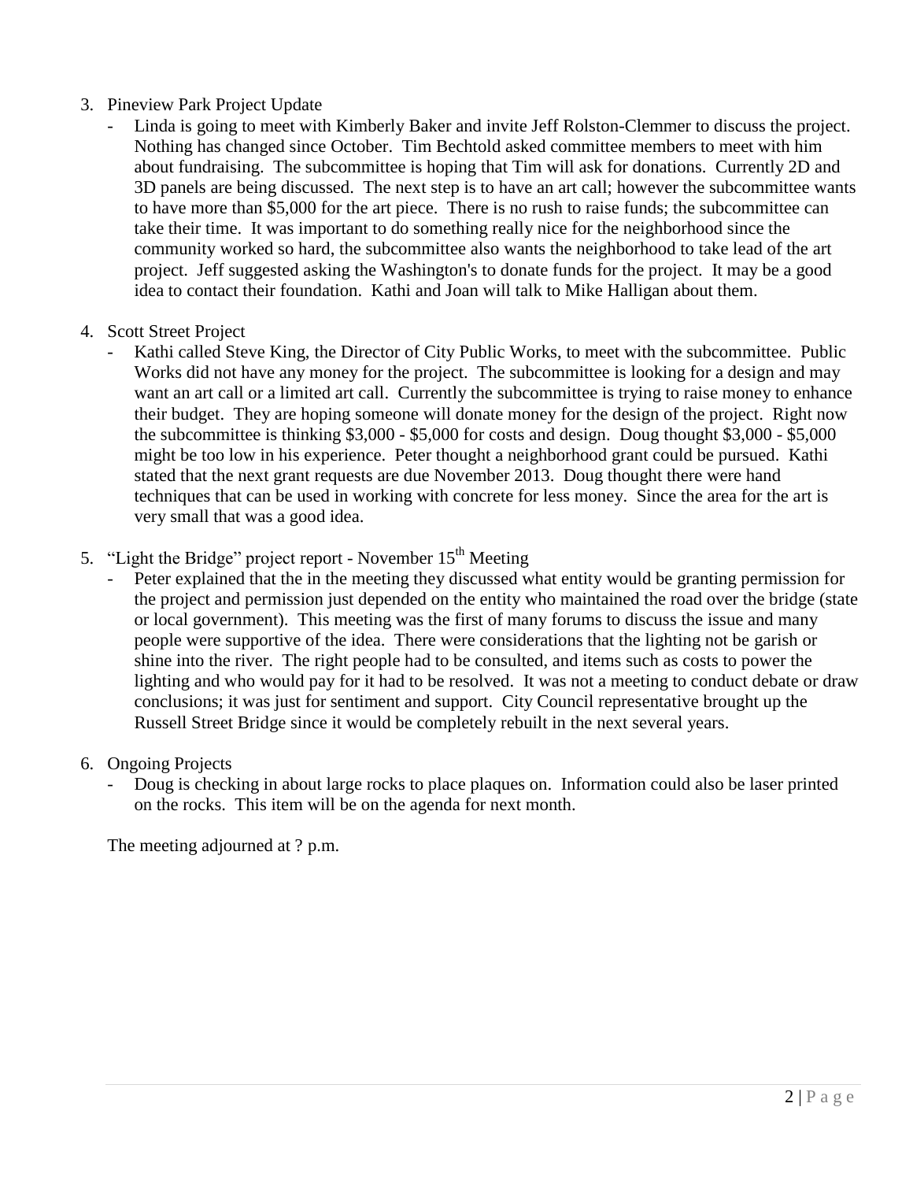3. Pineview Park Project Update
   - Linda is going to meet with Kimberly Baker and invite Jeff Rolston-Clemmer to discuss the project. Nothing has changed since October. Tim Bechtold asked committee members to meet with him about fundraising. The subcommittee is hoping that Tim will ask for donations. Currently 2D and 3D panels are being discussed. The next step is to have an art call; however the subcommittee wants to have more than $5,000 for the art piece. There is no rush to raise funds; the subcommittee can take their time. It was important to do something really nice for the neighborhood since the community worked so hard, the subcommittee also wants the neighborhood to take lead of the art project. Jeff suggested asking the Washington's to donate funds for the project. It may be a good idea to contact their foundation. Kathi and Joan will talk to Mike Halligan about them.

4. Scott Street Project
   - Kathi called Steve King, the Director of City Public Works, to meet with the subcommittee. Public Works did not have any money for the project. The subcommittee is looking for a design and may want an art call or a limited art call. Currently the subcommittee is trying to raise money to enhance their budget. They are hoping someone will donate money for the design of the project. Right now the subcommittee is thinking $3,000 - $5,000 for costs and design. Doug thought $3,000 - $5,000 might be too low in his experience. Peter thought a neighborhood grant could be pursued. Kathi stated that the next grant requests are due November 2013. Doug thought there were hand techniques that can be used in working with concrete for less money. Since the area for the art is very small that was a good idea.

5. "Light the Bridge" project report - November 15th Meeting
   - Peter explained that the in the meeting they discussed what entity would be granting permission for the project and permission just depended on the entity who maintained the road over the bridge (state or local government). This meeting was the first of many forums to discuss the issue and many people were supportive of the idea. There were considerations that the lighting not be garish or shine into the river. The right people had to be consulted, and items such as costs to power the lighting and who would pay for it had to be resolved. It was not a meeting to conduct debate or draw conclusions; it was just for sentiment and support. City Council representative brought up the Russell Street Bridge since it would be completely rebuilt in the next several years.

6. Ongoing Projects
   - Doug is checking in about large rocks to place plaques on. Information could also be laser printed on the rocks. This item will be on the agenda for next month.

The meeting adjourned at ? p.m.